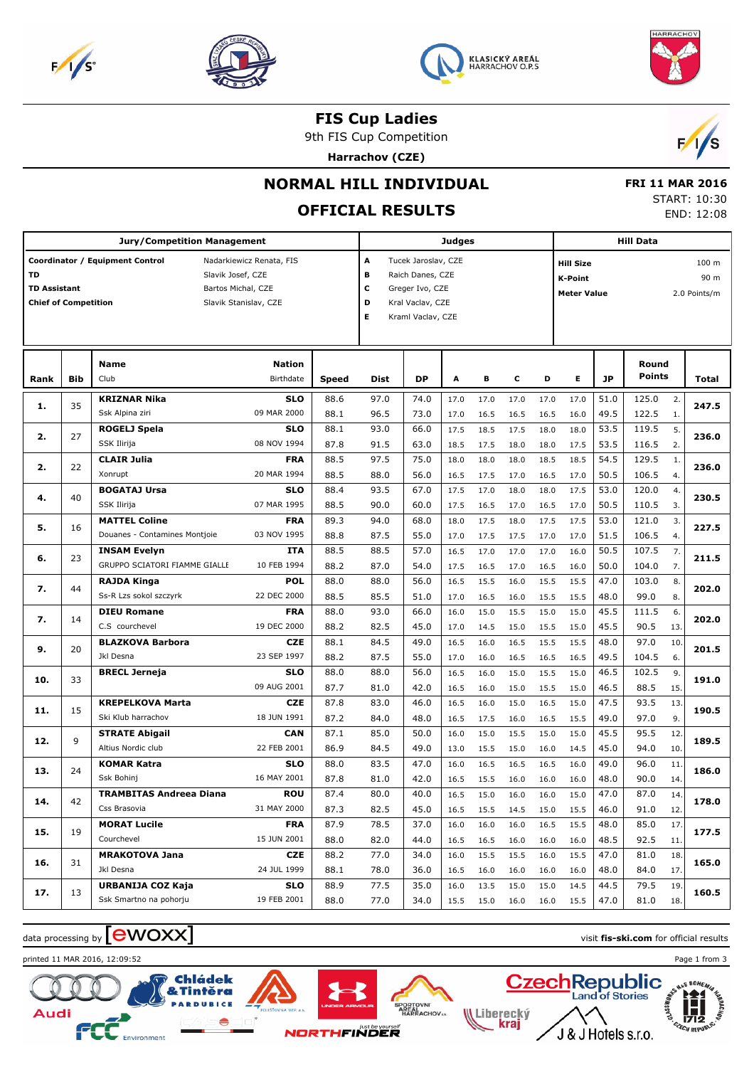# FIS Cup Ladies

9th FIS Cup Competition

**Harrachov (CZE)**

## NORMAL HILL INDIVIDUAL

## OFFICIAL RESULTS

**FRI 11 MAR 2016**
START: 10:30
END: 12:08

| Jury/Competition Management | | Judges | | Hill Data | |
|---|---|---|---|---|---|
| **Coordinator / Equipment Control** | Nadarkiewicz Renata, FIS | **A** | Tucek Jaroslav, CZE | **Hill Size** | 100 m |
| **TD** | Slavik Josef, CZE | **B** | Raich Danes, CZE | **K-Point** | 90 m |
| **TD Assistant** | Bartos Michal, CZE | **C** | Greger Ivo, CZE | **Meter Value** | 2.0 Points/m |
| **Chief of Competition** | Slavik Stanislav, CZE | **D** | Kral Vaclav, CZE | | |
| | | **E** | Kraml Vaclav, CZE | | |

| Rank | Bib | Name / Club | Nation / Birthdate | Speed | Dist | DP | A | B | C | D | E | JP | Round Points | | Total |
|---|---|---|---|---|---|---|---|---|---|---|---|---|---|---|---|
| **1.** | 35 | **KRIZNAR Nika** | **SLO** | 88.6 | 97.0 | 74.0 | 17.0 | 17.0 | 17.0 | 17.0 | 17.0 | 51.0 | 125.0 | 2. | **247.5** |
| | | Ssk Alpina ziri | 09 MAR 2000 | 88.1 | 96.5 | 73.0 | 17.0 | 16.5 | 16.5 | 16.5 | 16.0 | 49.5 | 122.5 | 1. | |
| **2.** | 27 | **ROGELJ Spela** | **SLO** | 88.1 | 93.0 | 66.0 | 17.5 | 18.5 | 17.5 | 18.0 | 18.0 | 53.5 | 119.5 | 5. | **236.0** |
| | | SSK Ilirija | 08 NOV 1994 | 87.8 | 91.5 | 63.0 | 18.5 | 17.5 | 18.0 | 18.0 | 17.5 | 53.5 | 116.5 | 2. | |
| **2.** | 22 | **CLAIR Julia** | **FRA** | 88.5 | 97.5 | 75.0 | 18.0 | 18.0 | 18.0 | 18.5 | 18.5 | 54.5 | 129.5 | 1. | **236.0** |
| | | Xonrupt | 20 MAR 1994 | 88.5 | 88.0 | 56.0 | 16.5 | 17.5 | 17.0 | 16.5 | 17.0 | 50.5 | 106.5 | 4. | |
| **4.** | 40 | **BOGATAJ Ursa** | **SLO** | 88.4 | 93.5 | 67.0 | 17.5 | 17.0 | 18.0 | 18.0 | 17.5 | 53.0 | 120.0 | 4. | **230.5** |
| | | SSK Ilirija | 07 MAR 1995 | 88.5 | 90.0 | 60.0 | 17.5 | 16.5 | 17.0 | 16.5 | 17.0 | 50.5 | 110.5 | 3. | |
| **5.** | 16 | **MATTEL Coline** | **FRA** | 89.3 | 94.0 | 68.0 | 18.0 | 17.5 | 18.0 | 17.5 | 17.5 | 53.0 | 121.0 | 3. | **227.5** |
| | | Douanes - Contamines Montjoie | 03 NOV 1995 | 88.8 | 87.5 | 55.0 | 17.0 | 17.5 | 17.5 | 17.0 | 17.0 | 51.5 | 106.5 | 4. | |
| **6.** | 23 | **INSAM Evelyn** | **ITA** | 88.5 | 88.5 | 57.0 | 16.5 | 17.0 | 17.0 | 17.0 | 16.0 | 50.5 | 107.5 | 7. | **211.5** |
| | | GRUPPO SCIATORI FIAMME GIALLE | 10 FEB 1994 | 88.2 | 87.0 | 54.0 | 17.5 | 16.5 | 17.0 | 16.5 | 16.0 | 50.0 | 104.0 | 7. | |
| **7.** | 44 | **RAJDA Kinga** | **POL** | 88.0 | 88.0 | 56.0 | 16.5 | 15.5 | 16.0 | 15.5 | 15.5 | 47.0 | 103.0 | 8. | **202.0** |
| | | Ss-R Lzs sokol szczyrk | 22 DEC 2000 | 88.5 | 85.5 | 51.0 | 17.0 | 16.5 | 16.0 | 15.5 | 15.5 | 48.0 | 99.0 | 8. | |
| **7.** | 14 | **DIEU Romane** | **FRA** | 88.0 | 93.0 | 66.0 | 16.0 | 15.0 | 15.5 | 15.0 | 15.0 | 45.5 | 111.5 | 6. | **202.0** |
| | | C.S courchevel | 19 DEC 2000 | 88.2 | 82.5 | 45.0 | 17.0 | 14.5 | 15.0 | 15.5 | 15.0 | 45.5 | 90.5 | 13. | |
| **9.** | 20 | **BLAZKOVA Barbora** | **CZE** | 88.1 | 84.5 | 49.0 | 16.5 | 16.0 | 16.5 | 15.5 | 15.5 | 48.0 | 97.0 | 10. | **201.5** |
| | | Jkl Desna | 23 SEP 1997 | 88.2 | 87.5 | 55.0 | 17.0 | 16.0 | 16.5 | 16.5 | 16.5 | 49.5 | 104.5 | 6. | |
| **10.** | 33 | **BRECL Jerneja** | **SLO** | 88.0 | 88.0 | 56.0 | 16.5 | 16.0 | 15.0 | 15.5 | 15.0 | 46.5 | 102.5 | 9. | **191.0** |
| | | | 09 AUG 2001 | 87.7 | 81.0 | 42.0 | 16.5 | 16.0 | 15.0 | 15.5 | 15.0 | 46.5 | 88.5 | 15. | |
| **11.** | 15 | **KREPELKOVA Marta** | **CZE** | 87.8 | 83.0 | 46.0 | 16.5 | 16.0 | 15.0 | 16.5 | 15.0 | 47.5 | 93.5 | 13. | **190.5** |
| | | Ski Klub harrachov | 18 JUN 1991 | 87.2 | 84.0 | 48.0 | 16.5 | 17.5 | 16.0 | 16.5 | 15.5 | 49.0 | 97.0 | 9. | |
| **12.** | 9 | **STRATE Abigail** | **CAN** | 87.1 | 85.0 | 50.0 | 16.0 | 15.0 | 15.5 | 15.0 | 15.0 | 45.5 | 95.5 | 12. | **189.5** |
| | | Altius Nordic club | 22 FEB 2001 | 86.9 | 84.5 | 49.0 | 13.0 | 15.5 | 15.0 | 16.0 | 14.5 | 45.0 | 94.0 | 10. | |
| **13.** | 24 | **KOMAR Katra** | **SLO** | 88.0 | 83.5 | 47.0 | 16.0 | 16.5 | 16.5 | 16.5 | 16.0 | 49.0 | 96.0 | 11. | **186.0** |
| | | Ssk Bohinj | 16 MAY 2001 | 87.8 | 81.0 | 42.0 | 16.5 | 15.5 | 16.0 | 16.0 | 16.0 | 48.0 | 90.0 | 14. | |
| **14.** | 42 | **TRAMBITAS Andreea Diana** | **ROU** | 87.4 | 80.0 | 40.0 | 16.5 | 15.0 | 16.0 | 16.0 | 15.0 | 47.0 | 87.0 | 14. | **178.0** |
| | | Css Brasovia | 31 MAY 2000 | 87.3 | 82.5 | 45.0 | 16.5 | 15.5 | 14.5 | 15.0 | 15.5 | 46.0 | 91.0 | 12. | |
| **15.** | 19 | **MORAT Lucile** | **FRA** | 87.9 | 78.5 | 37.0 | 16.0 | 16.0 | 16.0 | 16.5 | 15.5 | 48.0 | 85.0 | 17. | **177.5** |
| | | Courchevel | 15 JUN 2001 | 88.0 | 82.0 | 44.0 | 16.5 | 16.5 | 16.0 | 16.0 | 16.0 | 48.5 | 92.5 | 11. | |
| **16.** | 31 | **MRAKOTOVA Jana** | **CZE** | 88.2 | 77.0 | 34.0 | 16.0 | 15.5 | 15.5 | 16.0 | 15.5 | 47.0 | 81.0 | 18. | **165.0** |
| | | Jkl Desna | 24 JUL 1999 | 88.1 | 78.0 | 36.0 | 16.5 | 16.0 | 16.0 | 16.0 | 16.0 | 48.0 | 84.0 | 17. | |
| **17.** | 13 | **URBANIJA COZ Kaja** | **SLO** | 88.9 | 77.5 | 35.0 | 16.0 | 13.5 | 15.0 | 15.0 | 14.5 | 44.5 | 79.5 | 19. | **160.5** |
| | | Ssk Smartno na pohorju | 19 FEB 2001 | 88.0 | 77.0 | 34.0 | 15.5 | 15.0 | 16.0 | 16.0 | 15.5 | 47.0 | 81.0 | 18. | |

data processing by ewoxx — visit **fis-ski.com** for official results

printed 11 MAR 2016, 12:09:52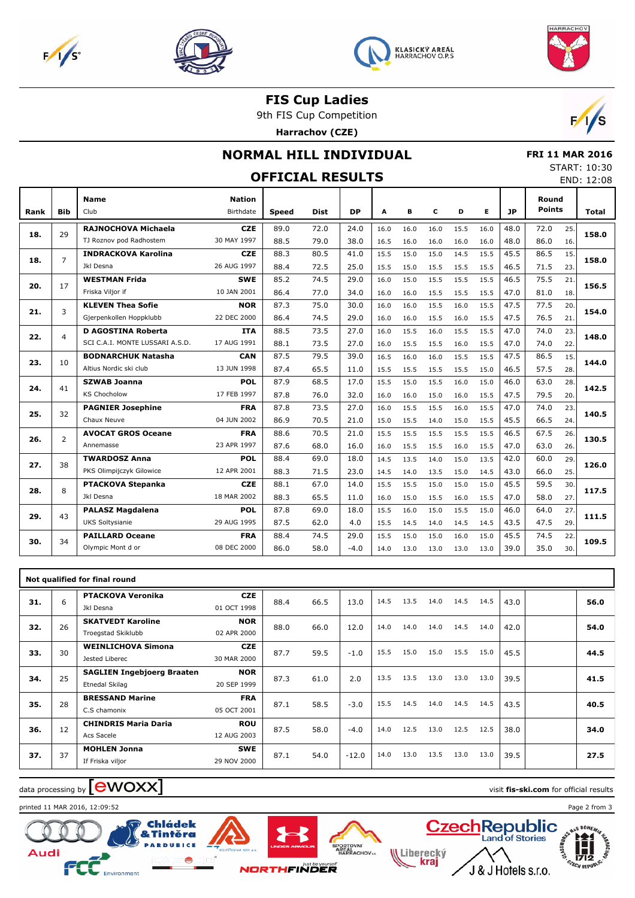# FIS Cup Ladies

9th FIS Cup Competition

**Harrachov (CZE)**

## NORMAL HILL INDIVIDUAL

## OFFICIAL RESULTS

**FRI 11 MAR 2016**
START: 10:30
END: 12:08

| Rank | Bib | Name / Club | Nation / Birthdate | Speed | Dist | DP | A | B | C | D | E | JP | Round Points | | Total |
|---|---|---|---|---|---|---|---|---|---|---|---|---|---|---|---|
| 18. | 29 | **RAJNOCHOVA Michaela** | **CZE** | 89.0 | 72.0 | 24.0 | 16.0 | 16.0 | 16.0 | 15.5 | 16.0 | 48.0 | 72.0 | 25. | **158.0** |
| | | TJ Roznov pod Radhostem | 30 MAY 1997 | 88.5 | 79.0 | 38.0 | 16.5 | 16.0 | 16.0 | 16.0 | 16.0 | 48.0 | 86.0 | 16. | |
| 18. | 7 | **INDRACKOVA Karolina** | **CZE** | 88.3 | 80.5 | 41.0 | 15.5 | 15.0 | 15.0 | 14.5 | 15.5 | 45.5 | 86.5 | 15. | **158.0** |
| | | Jkl Desna | 26 AUG 1997 | 88.4 | 72.5 | 25.0 | 15.5 | 15.0 | 15.5 | 15.5 | 15.5 | 46.5 | 71.5 | 23. | |
| 20. | 17 | **WESTMAN Frida** | **SWE** | 85.2 | 74.5 | 29.0 | 16.0 | 15.0 | 15.5 | 15.5 | 15.5 | 46.5 | 75.5 | 21. | **156.5** |
| | | Friska Viljor if | 10 JAN 2001 | 86.4 | 77.0 | 34.0 | 16.0 | 16.0 | 15.5 | 15.5 | 15.5 | 47.0 | 81.0 | 18. | |
| 21. | 3 | **KLEVEN Thea Sofie** | **NOR** | 87.3 | 75.0 | 30.0 | 16.0 | 16.0 | 15.5 | 16.0 | 15.5 | 47.5 | 77.5 | 20. | **154.0** |
| | | Gjerpenkollen Hoppklubb | 22 DEC 2000 | 86.4 | 74.5 | 29.0 | 16.0 | 16.0 | 15.5 | 16.0 | 15.5 | 47.5 | 76.5 | 21. | |
| 22. | 4 | **D AGOSTINA Roberta** | **ITA** | 88.5 | 73.5 | 27.0 | 16.0 | 15.5 | 16.0 | 15.5 | 15.5 | 47.0 | 74.0 | 23. | **148.0** |
| | | SCI C.A.I. MONTE LUSSARI A.S.D. | 17 AUG 1991 | 88.1 | 73.5 | 27.0 | 16.0 | 15.5 | 15.5 | 16.0 | 15.5 | 47.0 | 74.0 | 22. | |
| 23. | 10 | **BODNARCHUK Natasha** | **CAN** | 87.5 | 79.5 | 39.0 | 16.5 | 16.0 | 16.0 | 15.5 | 15.5 | 47.5 | 86.5 | 15. | **144.0** |
| | | Altius Nordic ski club | 13 JUN 1998 | 87.4 | 65.5 | 11.0 | 15.5 | 15.5 | 15.5 | 15.5 | 15.0 | 46.5 | 57.5 | 28. | |
| 24. | 41 | **SZWAB Joanna** | **POL** | 87.9 | 68.5 | 17.0 | 15.5 | 15.0 | 15.5 | 16.0 | 15.0 | 46.0 | 63.0 | 28. | **142.5** |
| | | KS Chocholow | 17 FEB 1997 | 87.8 | 76.0 | 32.0 | 16.0 | 16.0 | 15.0 | 16.0 | 15.5 | 47.5 | 79.5 | 20. | |
| 25. | 32 | **PAGNIER Josephine** | **FRA** | 87.8 | 73.5 | 27.0 | 16.0 | 15.5 | 15.5 | 16.0 | 15.5 | 47.0 | 74.0 | 23. | **140.5** |
| | | Chaux Neuve | 04 JUN 2002 | 86.9 | 70.5 | 21.0 | 15.0 | 15.5 | 14.0 | 15.0 | 15.5 | 45.5 | 66.5 | 24. | |
| 26. | 2 | **AVOCAT GROS Oceane** | **FRA** | 88.6 | 70.5 | 21.0 | 15.5 | 15.5 | 15.5 | 15.5 | 15.5 | 46.5 | 67.5 | 26. | **130.5** |
| | | Annemasse | 23 APR 1997 | 87.6 | 68.0 | 16.0 | 16.0 | 15.5 | 15.5 | 16.0 | 15.5 | 47.0 | 63.0 | 26. | |
| 27. | 38 | **TWARDOSZ Anna** | **POL** | 88.4 | 69.0 | 18.0 | 14.5 | 13.5 | 14.0 | 15.0 | 13.5 | 42.0 | 60.0 | 29. | **126.0** |
| | | PKS Olimpijczyk Gilowice | 12 APR 2001 | 88.3 | 71.5 | 23.0 | 14.5 | 14.0 | 13.5 | 15.0 | 14.5 | 43.0 | 66.0 | 25. | |
| 28. | 8 | **PTACKOVA Stepanka** | **CZE** | 88.1 | 67.0 | 14.0 | 15.5 | 15.5 | 15.0 | 15.0 | 15.0 | 45.5 | 59.5 | 30. | **117.5** |
| | | Jkl Desna | 18 MAR 2002 | 88.3 | 65.5 | 11.0 | 16.0 | 15.0 | 15.5 | 16.0 | 15.5 | 47.0 | 58.0 | 27. | |
| 29. | 43 | **PALASZ Magdalena** | **POL** | 87.8 | 69.0 | 18.0 | 15.5 | 16.0 | 15.0 | 15.5 | 15.0 | 46.0 | 64.0 | 27. | **111.5** |
| | | UKS Soltysianie | 29 AUG 1995 | 87.5 | 62.0 | 4.0 | 15.5 | 14.5 | 14.0 | 14.5 | 14.5 | 43.5 | 47.5 | 29. | |
| 30. | 34 | **PAILLARD Oceane** | **FRA** | 88.4 | 74.5 | 29.0 | 15.5 | 15.0 | 15.0 | 16.0 | 15.0 | 45.5 | 74.5 | 22. | **109.5** |
| | | Olympic Mont d or | 08 DEC 2000 | 86.0 | 58.0 | -4.0 | 14.0 | 13.0 | 13.0 | 13.0 | 13.0 | 39.0 | 35.0 | 30. | |

### Not qualified for final round

| Rank | Bib | Name / Club | Nation / Birthdate | Speed | Dist | DP | A | B | C | D | E | JP | Round Points | Total |
|---|---|---|---|---|---|---|---|---|---|---|---|---|---|---|
| 31. | 6 | **PTACKOVA Veronika** / Jkl Desna | **CZE** / 01 OCT 1998 | 88.4 | 66.5 | 13.0 | 14.5 | 13.5 | 14.0 | 14.5 | 14.5 | 43.0 | | **56.0** |
| 32. | 26 | **SKATVEDT Karoline** / Troegstad Skiklubb | **NOR** / 02 APR 2000 | 88.0 | 66.0 | 12.0 | 14.0 | 14.0 | 14.0 | 14.5 | 14.0 | 42.0 | | **54.0** |
| 33. | 30 | **WEINLICHOVA Simona** / Jested Liberec | **CZE** / 30 MAR 2000 | 87.7 | 59.5 | -1.0 | 15.5 | 15.0 | 15.0 | 15.5 | 15.0 | 45.5 | | **44.5** |
| 34. | 25 | **SAGLIEN Ingebjoerg Braaten** / Etnedal Skilag | **NOR** / 20 SEP 1999 | 87.3 | 61.0 | 2.0 | 13.5 | 13.5 | 13.0 | 13.0 | 13.0 | 39.5 | | **41.5** |
| 35. | 28 | **BRESSAND Marine** / C.S chamonix | **FRA** / 05 OCT 2001 | 87.1 | 58.5 | -3.0 | 15.5 | 14.5 | 14.0 | 14.5 | 14.5 | 43.5 | | **40.5** |
| 36. | 12 | **CHINDRIS Maria Daria** / Acs Sacele | **ROU** / 12 AUG 2003 | 87.5 | 58.0 | -4.0 | 14.0 | 12.5 | 13.0 | 12.5 | 12.5 | 38.0 | | **34.0** |
| 37. | 37 | **MOHLEN Jonna** / If Friska viljor | **SWE** / 29 NOV 2000 | 87.1 | 54.0 | -12.0 | 14.0 | 13.0 | 13.5 | 13.0 | 13.0 | 39.5 | | **27.5** |

data processing by ewoxx — visit **fis-ski.com** for official results

printed 11 MAR 2016, 12:09:52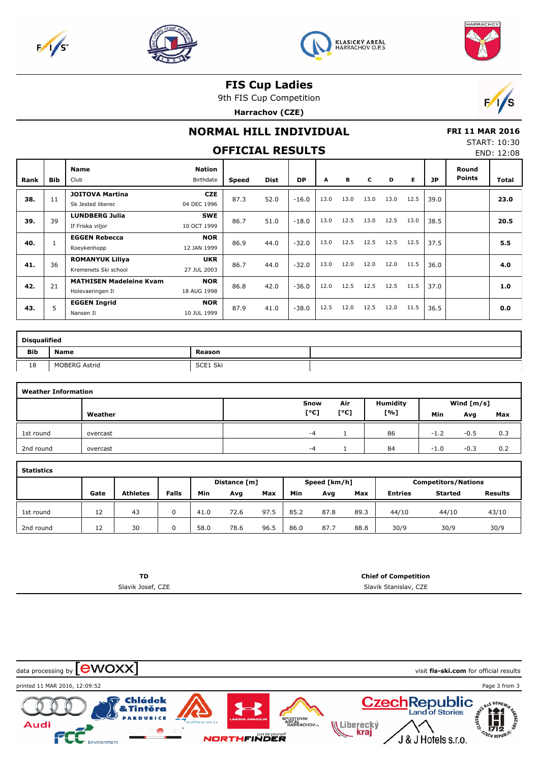# FIS Cup Ladies

9th FIS Cup Competition

**Harrachov (CZE)**

## NORMAL HILL INDIVIDUAL

**FRI 11 MAR 2016**

START: 10:30

END: 12:08

## OFFICIAL RESULTS

| Rank | Bib | Name / Club | Nation / Birthdate | Speed | Dist | DP | A | B | C | D | E | JP | Round Points | Total |
|---|---|---|---|---|---|---|---|---|---|---|---|---|---|---|
| 38. | 11 | **JOITOVA Martina** Sk Jested liberec | **CZE** 04 DEC 1996 | 87.3 | 52.0 | -16.0 | 13.0 | 13.0 | 13.0 | 13.0 | 12.5 | 39.0 | | **23.0** |
| 39. | 39 | **LUNDBERG Julia** If Friska viljor | **SWE** 10 OCT 1999 | 86.7 | 51.0 | -18.0 | 13.0 | 12.5 | 13.0 | 12.5 | 13.0 | 38.5 | | **20.5** |
| 40. | 1 | **EGGEN Rebecca** Roeykenhopp | **NOR** 12 JAN 1999 | 86.9 | 44.0 | -32.0 | 13.0 | 12.5 | 12.5 | 12.5 | 12.5 | 37.5 | | **5.5** |
| 41. | 36 | **ROMANYUK Liliya** Kremenets Ski school | **UKR** 27 JUL 2003 | 86.7 | 44.0 | -32.0 | 13.0 | 12.0 | 12.0 | 12.0 | 11.5 | 36.0 | | **4.0** |
| 42. | 21 | **MATHISEN Madeleine Kvam** Holevaeringen Il | **NOR** 18 AUG 1998 | 86.8 | 42.0 | -36.0 | 12.0 | 12.5 | 12.5 | 12.5 | 11.5 | 37.0 | | **1.0** |
| 43. | 5 | **EGGEN Ingrid** Nansen Il | **NOR** 10 JUL 1999 | 87.9 | 41.0 | -38.0 | 12.5 | 12.0 | 12.5 | 12.0 | 11.5 | 36.5 | | **0.0** |

### Disqualified

| Bib | Name | Reason |
|---|---|---|
| 18 | MOBERG Astrid | SCE1 Ski |

### Weather Information

| | Weather | Snow [°C] | Air [°C] | Humidity [%] | Wind [m/s] Min | Avg | Max |
|---|---|---|---|---|---|---|---|
| 1st round | overcast | -4 | 1 | 86 | -1.2 | -0.5 | 0.3 |
| 2nd round | overcast | -4 | 1 | 84 | -1.0 | -0.3 | 0.2 |

### Statistics

| | Gate | Athletes | Falls | Distance [m] Min | Avg | Max | Speed [km/h] Min | Avg | Max | Competitors/Nations Entries | Started | Results |
|---|---|---|---|---|---|---|---|---|---|---|---|---|
| 1st round | 12 | 43 | 0 | 41.0 | 72.6 | 97.5 | 85.2 | 87.8 | 89.3 | 44/10 | 44/10 | 43/10 |
| 2nd round | 12 | 30 | 0 | 58.0 | 78.6 | 96.5 | 86.0 | 87.7 | 88.8 | 30/9 | 30/9 | 30/9 |

**TD**
Slavik Josef, CZE

**Chief of Competition**
Slavik Stanislav, CZE

data processing by ewoxx

visit **fis-ski.com** for official results

printed 11 MAR 2016, 12:09:52